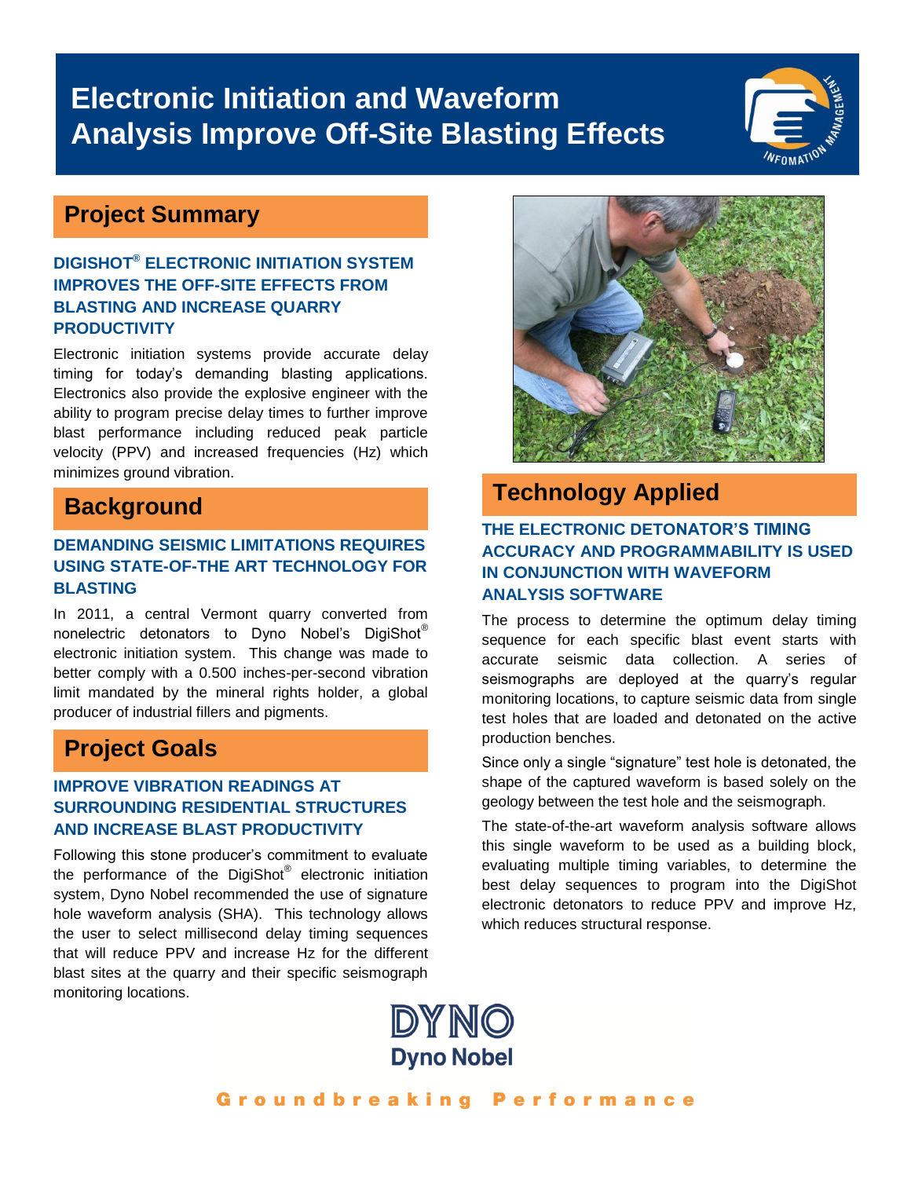# Electronic Initiation and Waveform Analysis Improve Off-Site Blasting Effects

## Project Summary

### DIGISHOT® ELECTRONIC INITIATION SYSTEM IMPROVES THE OFF-SITE EFFECTS FROM BLASTING AND INCREASE QUARRY PRODUCTIVITY

Electronic initiation systems provide accurate delay timing for today's demanding blasting applications. Electronics also provide the explosive engineer with the ability to program precise delay times to further improve blast performance including reduced peak particle velocity (PPV) and increased frequencies (Hz) which minimizes ground vibration.

## Background

### DEMANDING SEISMIC LIMITATIONS REQUIRES USING STATE-OF-THE ART TECHNOLOGY FOR BLASTING

In 2011, a central Vermont quarry converted from nonelectric detonators to Dyno Nobel's DigiShot® electronic initiation system. This change was made to better comply with a 0.500 inches-per-second vibration limit mandated by the mineral rights holder, a global producer of industrial fillers and pigments.

## Project Goals

### IMPROVE VIBRATION READINGS AT SURROUNDING RESIDENTIAL STRUCTURES AND INCREASE BLAST PRODUCTIVITY

Following this stone producer's commitment to evaluate the performance of the DigiShot® electronic initiation system, Dyno Nobel recommended the use of signature hole waveform analysis (SHA). This technology allows the user to select millisecond delay timing sequences that will reduce PPV and increase Hz for the different blast sites at the quarry and their specific seismograph monitoring locations.

## Technology Applied

### THE ELECTRONIC DETONATOR'S TIMING ACCURACY AND PROGRAMMABILITY IS USED IN CONJUNCTION WITH WAVEFORM ANALYSIS SOFTWARE

The process to determine the optimum delay timing sequence for each specific blast event starts with accurate seismic data collection. A series of seismographs are deployed at the quarry's regular monitoring locations, to capture seismic data from single test holes that are loaded and detonated on the active production benches.

Since only a single "signature" test hole is detonated, the shape of the captured waveform is based solely on the geology between the test hole and the seismograph.

The state-of-the-art waveform analysis software allows this single waveform to be used as a building block, evaluating multiple timing variables, to determine the best delay sequences to program into the DigiShot electronic detonators to reduce PPV and improve Hz, which reduces structural response.

DYNO
Dyno Nobel

Groundbreaking Performance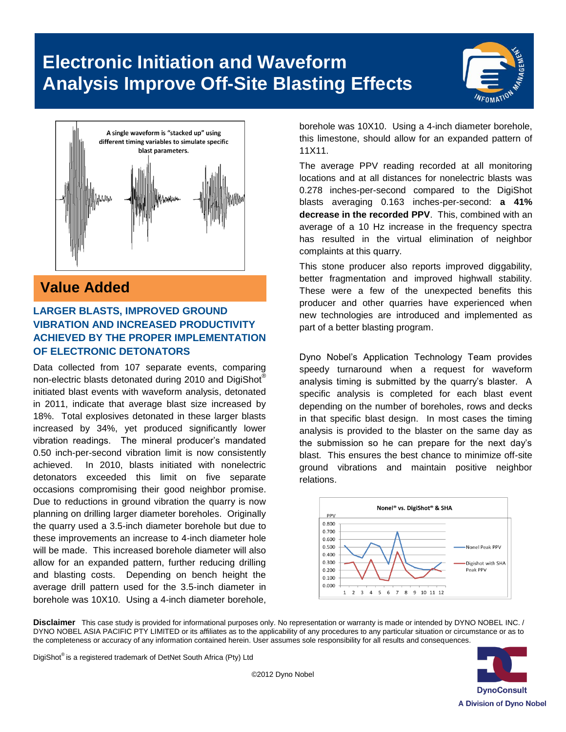# Electronic Initiation and Waveform Analysis Improve Off-Site Blasting Effects

A single waveform is "stacked up" using different timing variables to simulate specific blast parameters.

## Value Added

### LARGER BLASTS, IMPROVED GROUND VIBRATION AND INCREASED PRODUCTIVITY ACHIEVED BY THE PROPER IMPLEMENTATION OF ELECTRONIC DETONATORS

Data collected from 107 separate events, comparing non-electric blasts detonated during 2010 and DigiShot® initiated blast events with waveform analysis, detonated in 2011, indicate that average blast size increased by 18%. Total explosives detonated in these larger blasts increased by 34%, yet produced significantly lower vibration readings. The mineral producer's mandated 0.50 inch-per-second vibration limit is now consistently achieved. In 2010, blasts initiated with nonelectric detonators exceeded this limit on five separate occasions compromising their good neighbor promise. Due to reductions in ground vibration the quarry is now planning on drilling larger diameter boreholes. Originally the quarry used a 3.5-inch diameter borehole but due to these improvements an increase to 4-inch diameter hole will be made. This increased borehole diameter will also allow for an expanded pattern, further reducing drilling and blasting costs. Depending on bench height the average drill pattern used for the 3.5-inch diameter in borehole was 10X10. Using a 4-inch diameter borehole, this limestone, should allow for an expanded pattern of 11X11.

The average PPV reading recorded at all monitoring locations and at all distances for nonelectric blasts was 0.278 inches-per-second compared to the DigiShot blasts averaging 0.163 inches-per-second: **a 41% decrease in the recorded PPV**. This, combined with an average of a 10 Hz increase in the frequency spectra has resulted in the virtual elimination of neighbor complaints at this quarry.

This stone producer also reports improved diggability, better fragmentation and improved highwall stability. These were a few of the unexpected benefits this producer and other quarries have experienced when new technologies are introduced and implemented as part of a better blasting program.

Dyno Nobel's Application Technology Team provides speedy turnaround when a request for waveform analysis timing is submitted by the quarry's blaster. A specific analysis is completed for each blast event depending on the number of boreholes, rows and decks in that specific blast design. In most cases the timing analysis is provided to the blaster on the same day as the submission so he can prepare for the next day's blast. This ensures the best chance to minimize off-site ground vibrations and maintain positive neighbor relations.

Nonel® vs. DigiShot® & SHA

PPV

0.800
0.700
0.600
0.500
0.400
0.300
0.200
0.100
0.000

1 2 3 4 5 6 7 8 9 10 11 12

Nonel Peak PPV

Digishot with SHA Peak PPV

**Disclaimer** This case study is provided for informational purposes only. No representation or warranty is made or intended by DYNO NOBEL INC. / DYNO NOBEL ASIA PACIFIC PTY LIMITED or its affiliates as to the applicability of any procedures to any particular situation or circumstance or as to the completeness or accuracy of any information contained herein. User assumes sole responsibility for all results and consequences.

DigiShot® is a registered trademark of DetNet South Africa (Pty) Ltd

©2012 Dyno Nobel

DynoConsult
A Division of Dyno Nobel